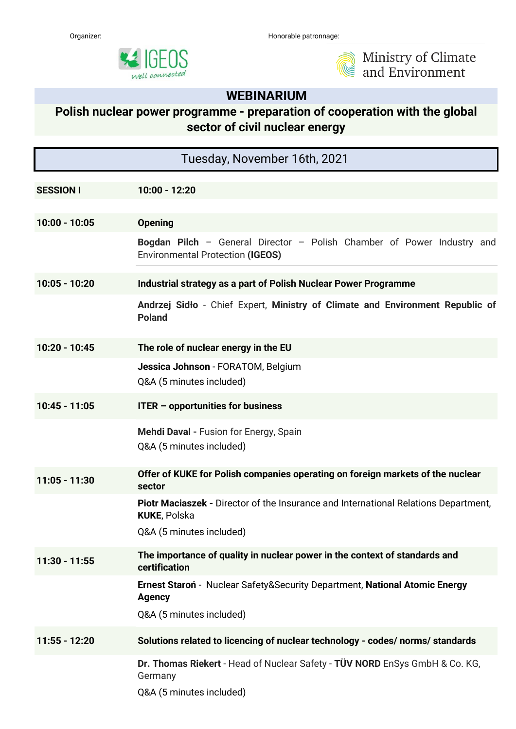Organizer: IGEOS well connected

Honorable patronnage: Ministry of Climate and Environment

# WEBINARIUM

## Polish nuclear power programme - preparation of cooperation with the global sector of civil nuclear energy

**Tuesday, November 16th, 2021**

| | |
|---|---|
| **SESSION I** | **10:00 - 12:20** |
| **10:00 - 10:05** | **Opening** |
| | **Bogdan Pilch** – General Director – Polish Chamber of Power Industry and Environmental Protection **(IGEOS)** |
| **10:05 - 10:20** | **Industrial strategy as a part of Polish Nuclear Power Programme** |
| | **Andrzej Sidło** - Chief Expert, **Ministry of Climate and Environment Republic of Poland** |
| **10:20 - 10:45** | **The role of nuclear energy in the EU** |
| | **Jessica Johnson** - FORATOM, Belgium<br>Q&A (5 minutes included) |
| **10:45 - 11:05** | **ITER – opportunities for business** |
| | **Mehdi Daval -** Fusion for Energy, Spain<br>Q&A (5 minutes included) |
| **11:05 - 11:30** | **Offer of KUKE for Polish companies operating on foreign markets of the nuclear sector** |
| | **Piotr Maciaszek -** Director of the Insurance and International Relations Department, **KUKE**, Polska<br>Q&A (5 minutes included) |
| **11:30 - 11:55** | **The importance of quality in nuclear power in the context of standards and certification** |
| | **Ernest Staroń** - Nuclear Safety&Security Department, **National Atomic Energy Agency**<br>Q&A (5 minutes included) |
| **11:55 - 12:20** | **Solutions related to licencing of nuclear technology - codes/ norms/ standards** |
| | **Dr. Thomas Riekert** - Head of Nuclear Safety - **TÜV NORD** EnSys GmbH & Co. KG, Germany<br>Q&A (5 minutes included) |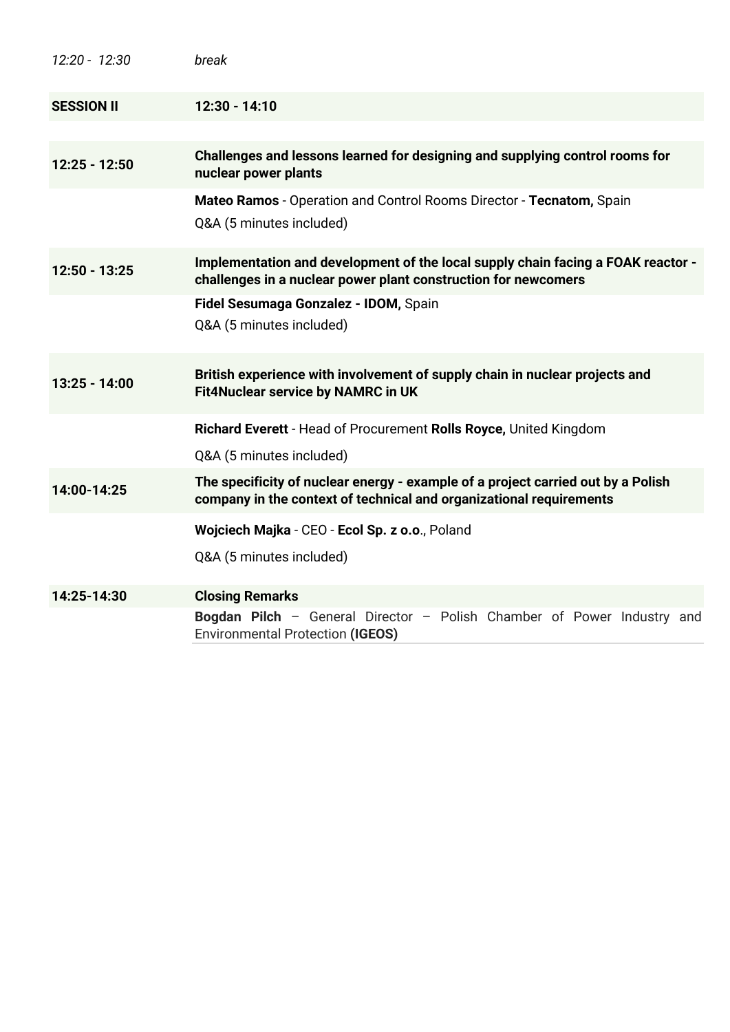*12:20 - 12:30* *break*

| | |
|---|---|
| **SESSION II** | **12:30 - 14:10** |
| **12:25 - 12:50** | **Challenges and lessons learned for designing and supplying control rooms for nuclear power plants** |
| | **Mateo Ramos** - Operation and Control Rooms Director - **Tecnatom,** Spain<br>Q&A (5 minutes included) |
| **12:50 - 13:25** | **Implementation and development of the local supply chain facing a FOAK reactor - challenges in a nuclear power plant construction for newcomers** |
| | **Fidel Sesumaga Gonzalez - IDOM,** Spain<br>Q&A (5 minutes included) |
| **13:25 - 14:00** | **British experience with involvement of supply chain in nuclear projects and Fit4Nuclear service by NAMRC in UK** |
| | **Richard Everett** - Head of Procurement **Rolls Royce,** United Kingdom<br>Q&A (5 minutes included) |
| **14:00-14:25** | **The specificity of nuclear energy - example of a project carried out by a Polish company in the context of technical and organizational requirements** |
| | **Wojciech Majka** - CEO - **Ecol Sp. z o.o**., Poland<br>Q&A (5 minutes included) |
| **14:25-14:30** | **Closing Remarks** |
| | **Bogdan Pilch** – General Director – Polish Chamber of Power Industry and Environmental Protection **(IGEOS)** |